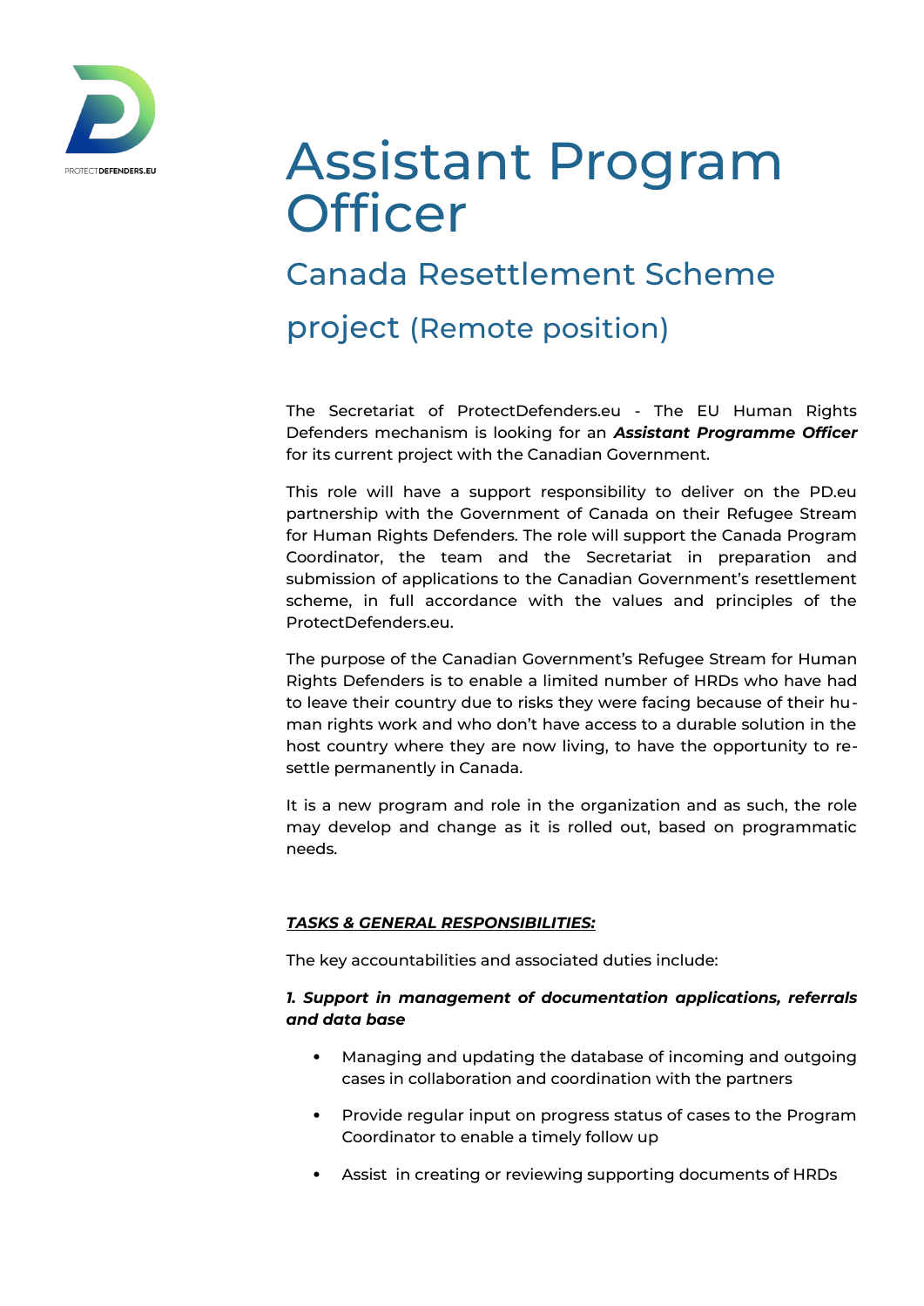# Assistant Program Officer

## Canada Resettlement Scheme project (Remote position)

The Secretariat of ProtectDefenders.eu - The EU Human Rights Defenders mechanism is looking for an ***Assistant Programme Officer*** for its current project with the Canadian Government.

This role will have a support responsibility to deliver on the PD.eu partnership with the Government of Canada on their Refugee Stream for Human Rights Defenders. The role will support the Canada Program Coordinator, the team and the Secretariat in preparation and submission of applications to the Canadian Government's resettlement scheme, in full accordance with the values and principles of the ProtectDefenders.eu.

The purpose of the Canadian Government's Refugee Stream for Human Rights Defenders is to enable a limited number of HRDs who have had to leave their country due to risks they were facing because of their human rights work and who don't have access to a durable solution in the host country where they are now living, to have the opportunity to resettle permanently in Canada.

It is a new program and role in the organization and as such, the role may develop and change as it is rolled out, based on programmatic needs.

***TASKS & GENERAL RESPONSIBILITIES:***

The key accountabilities and associated duties include:

***1. Support in management of documentation applications, referrals and data base***

- Managing and updating the database of incoming and outgoing cases in collaboration and coordination with the partners
- Provide regular input on progress status of cases to the Program Coordinator to enable a timely follow up
- Assist in creating or reviewing supporting documents of HRDs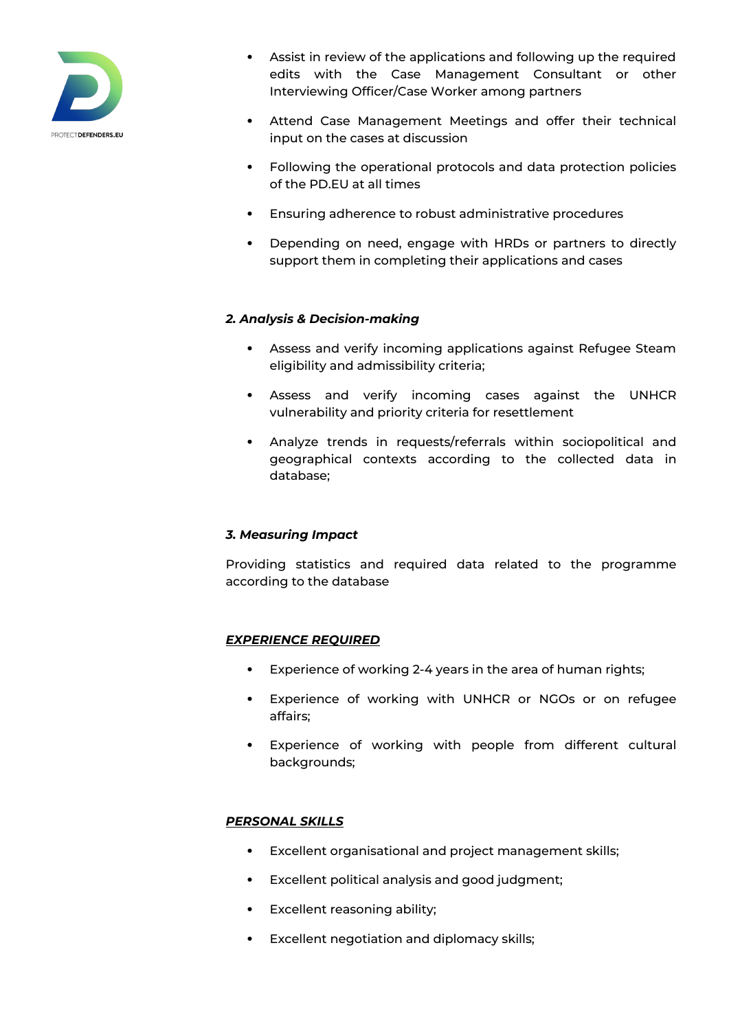- Assist in review of the applications and following up the required edits with the Case Management Consultant or other Interviewing Officer/Case Worker among partners
- Attend Case Management Meetings and offer their technical input on the cases at discussion
- Following the operational protocols and data protection policies of the PD.EU at all times
- Ensuring adherence to robust administrative procedures
- Depending on need, engage with HRDs or partners to directly support them in completing their applications and cases

***2. Analysis & Decision-making***

- Assess and verify incoming applications against Refugee Steam eligibility and admissibility criteria;
- Assess and verify incoming cases against the UNHCR vulnerability and priority criteria for resettlement
- Analyze trends in requests/referrals within sociopolitical and geographical contexts according to the collected data in database;

***3. Measuring Impact***

Providing statistics and required data related to the programme according to the database

***EXPERIENCE REQUIRED***

- Experience of working 2-4 years in the area of human rights;
- Experience of working with UNHCR or NGOs or on refugee affairs;
- Experience of working with people from different cultural backgrounds;

***PERSONAL SKILLS***

- Excellent organisational and project management skills;
- Excellent political analysis and good judgment;
- Excellent reasoning ability;
- Excellent negotiation and diplomacy skills;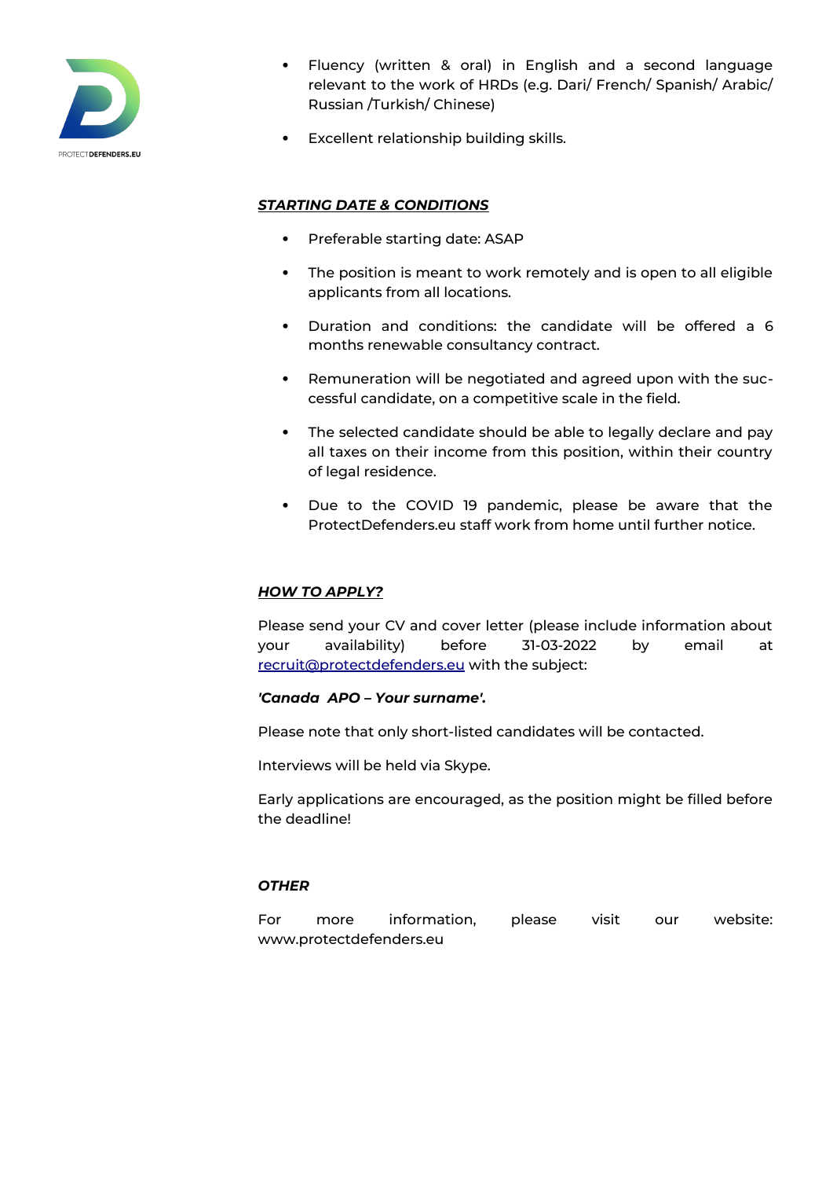- Fluency (written & oral) in English and a second language relevant to the work of HRDs (e.g. Dari/ French/ Spanish/ Arabic/ Russian /Turkish/ Chinese)
- Excellent relationship building skills.

***STARTING DATE & CONDITIONS***

- Preferable starting date: ASAP
- The position is meant to work remotely and is open to all eligible applicants from all locations.
- Duration and conditions: the candidate will be offered a 6 months renewable consultancy contract.
- Remuneration will be negotiated and agreed upon with the successful candidate, on a competitive scale in the field.
- The selected candidate should be able to legally declare and pay all taxes on their income from this position, within their country of legal residence.
- Due to the COVID 19 pandemic, please be aware that the ProtectDefenders.eu staff work from home until further notice.

***HOW TO APPLY?***

Please send your CV and cover letter (please include information about your availability) before 31-03-2022 by email at recruit@protectdefenders.eu with the subject:

***'Canada APO – Your surname'.***

Please note that only short-listed candidates will be contacted.

Interviews will be held via Skype.

Early applications are encouraged, as the position might be filled before the deadline!

***OTHER***

For more information, please visit our website: www.protectdefenders.eu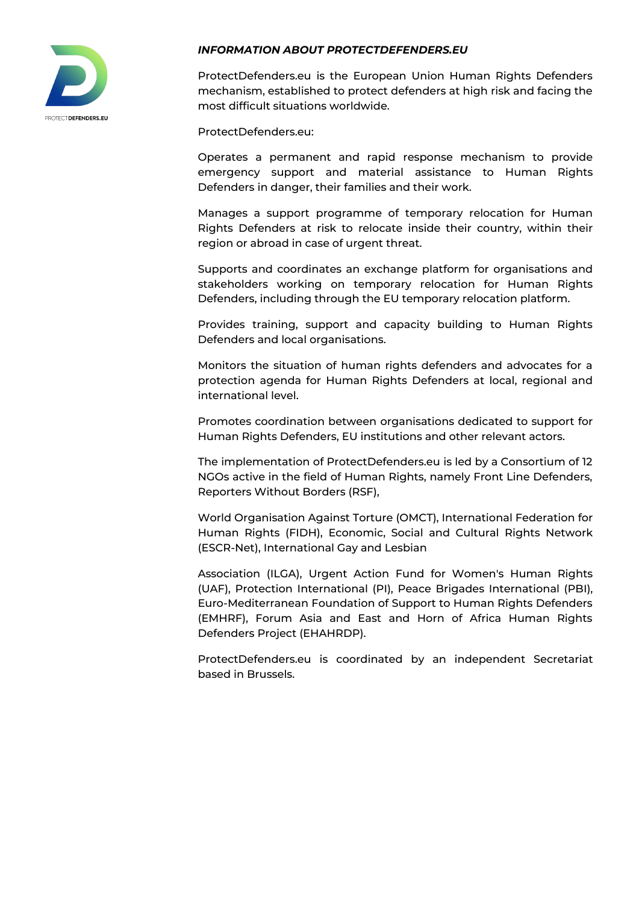### *INFORMATION ABOUT PROTECTDEFENDERS.EU*

ProtectDefenders.eu is the European Union Human Rights Defenders mechanism, established to protect defenders at high risk and facing the most difficult situations worldwide.

ProtectDefenders.eu:

Operates a permanent and rapid response mechanism to provide emergency support and material assistance to Human Rights Defenders in danger, their families and their work.

Manages a support programme of temporary relocation for Human Rights Defenders at risk to relocate inside their country, within their region or abroad in case of urgent threat.

Supports and coordinates an exchange platform for organisations and stakeholders working on temporary relocation for Human Rights Defenders, including through the EU temporary relocation platform.

Provides training, support and capacity building to Human Rights Defenders and local organisations.

Monitors the situation of human rights defenders and advocates for a protection agenda for Human Rights Defenders at local, regional and international level.

Promotes coordination between organisations dedicated to support for Human Rights Defenders, EU institutions and other relevant actors.

The implementation of ProtectDefenders.eu is led by a Consortium of 12 NGOs active in the field of Human Rights, namely Front Line Defenders, Reporters Without Borders (RSF),

World Organisation Against Torture (OMCT), International Federation for Human Rights (FIDH), Economic, Social and Cultural Rights Network (ESCR-Net), International Gay and Lesbian

Association (ILGA), Urgent Action Fund for Women's Human Rights (UAF), Protection International (PI), Peace Brigades International (PBI), Euro-Mediterranean Foundation of Support to Human Rights Defenders (EMHRF), Forum Asia and East and Horn of Africa Human Rights Defenders Project (EHAHRDP).

ProtectDefenders.eu is coordinated by an independent Secretariat based in Brussels.